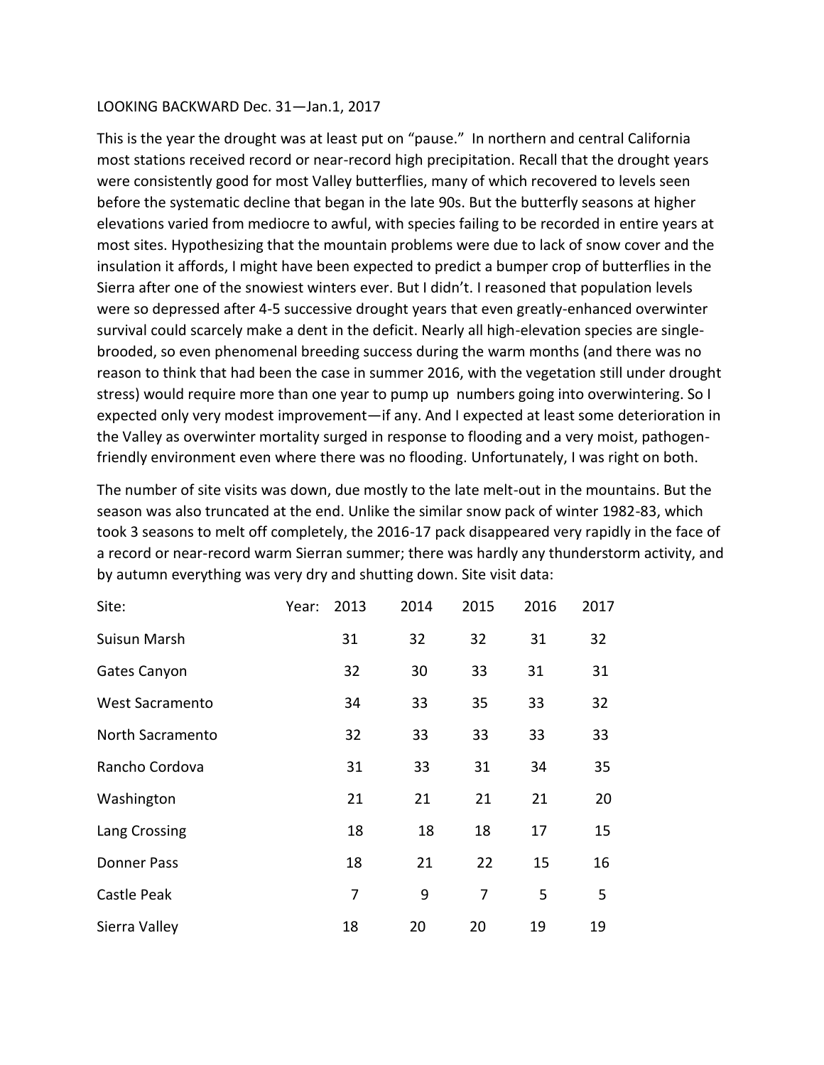LOOKING BACKWARD Dec. 31—Jan.1, 2017

This is the year the drought was at least put on "pause." In northern and central California most stations received record or near-record high precipitation. Recall that the drought years were consistently good for most Valley butterflies, many of which recovered to levels seen before the systematic decline that began in the late 90s. But the butterfly seasons at higher elevations varied from mediocre to awful, with species failing to be recorded in entire years at most sites. Hypothesizing that the mountain problems were due to lack of snow cover and the insulation it affords, I might have been expected to predict a bumper crop of butterflies in the Sierra after one of the snowiest winters ever. But I didn't. I reasoned that population levels were so depressed after 4-5 successive drought years that even greatly-enhanced overwinter survival could scarcely make a dent in the deficit. Nearly all high-elevation species are single-brooded, so even phenomenal breeding success during the warm months (and there was no reason to think that had been the case in summer 2016, with the vegetation still under drought stress) would require more than one year to pump up numbers going into overwintering. So I expected only very modest improvement—if any. And I expected at least some deterioration in the Valley as overwinter mortality surged in response to flooding and a very moist, pathogen-friendly environment even where there was no flooding. Unfortunately, I was right on both.

The number of site visits was down, due mostly to the late melt-out in the mountains. But the season was also truncated at the end. Unlike the similar snow pack of winter 1982-83, which took 3 seasons to melt off completely, the 2016-17 pack disappeared very rapidly in the face of a record or near-record warm Sierran summer; there was hardly any thunderstorm activity, and by autumn everything was very dry and shutting down. Site visit data:

| Site: | Year: 2013 | 2014 | 2015 | 2016 | 2017 |
|---|---|---|---|---|---|
| Suisun Marsh | 31 | 32 | 32 | 31 | 32 |
| Gates Canyon | 32 | 30 | 33 | 31 | 31 |
| West Sacramento | 34 | 33 | 35 | 33 | 32 |
| North Sacramento | 32 | 33 | 33 | 33 | 33 |
| Rancho Cordova | 31 | 33 | 31 | 34 | 35 |
| Washington | 21 | 21 | 21 | 21 | 20 |
| Lang Crossing | 18 | 18 | 18 | 17 | 15 |
| Donner Pass | 18 | 21 | 22 | 15 | 16 |
| Castle Peak | 7 | 9 | 7 | 5 | 5 |
| Sierra Valley | 18 | 20 | 20 | 19 | 19 |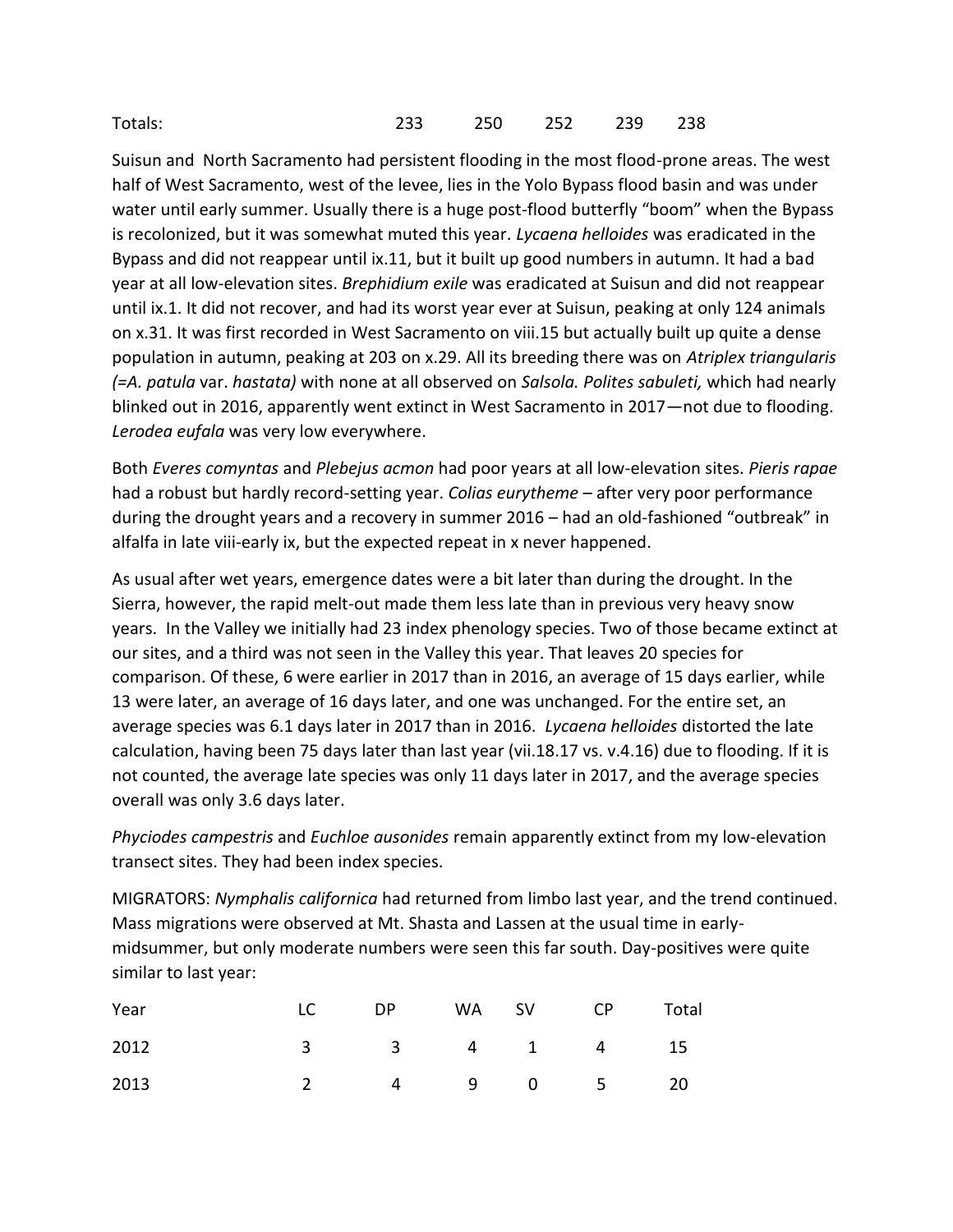| Totals: | 233 | 250 | 252 | 239 | 238 |
|---|---|---|---|---|---|

Suisun and North Sacramento had persistent flooding in the most flood-prone areas. The west half of West Sacramento, west of the levee, lies in the Yolo Bypass flood basin and was under water until early summer. Usually there is a huge post-flood butterfly "boom" when the Bypass is recolonized, but it was somewhat muted this year. *Lycaena helloides* was eradicated in the Bypass and did not reappear until ix.11, but it built up good numbers in autumn. It had a bad year at all low-elevation sites. *Brephidium exile* was eradicated at Suisun and did not reappear until ix.1. It did not recover, and had its worst year ever at Suisun, peaking at only 124 animals on x.31. It was first recorded in West Sacramento on viii.15 but actually built up quite a dense population in autumn, peaking at 203 on x.29. All its breeding there was on *Atriplex triangularis (=A. patula* var. *hastata)* with none at all observed on *Salsola. Polites sabuleti,* which had nearly blinked out in 2016, apparently went extinct in West Sacramento in 2017—not due to flooding. *Lerodea eufala* was very low everywhere.

Both *Everes comyntas* and *Plebejus acmon* had poor years at all low-elevation sites. *Pieris rapae* had a robust but hardly record-setting year. *Colias eurytheme* – after very poor performance during the drought years and a recovery in summer 2016 – had an old-fashioned "outbreak" in alfalfa in late viii-early ix, but the expected repeat in x never happened.

As usual after wet years, emergence dates were a bit later than during the drought. In the Sierra, however, the rapid melt-out made them less late than in previous very heavy snow years. In the Valley we initially had 23 index phenology species. Two of those became extinct at our sites, and a third was not seen in the Valley this year. That leaves 20 species for comparison. Of these, 6 were earlier in 2017 than in 2016, an average of 15 days earlier, while 13 were later, an average of 16 days later, and one was unchanged. For the entire set, an average species was 6.1 days later in 2017 than in 2016. *Lycaena helloides* distorted the late calculation, having been 75 days later than last year (vii.18.17 vs. v.4.16) due to flooding. If it is not counted, the average late species was only 11 days later in 2017, and the average species overall was only 3.6 days later.

*Phyciodes campestris* and *Euchloe ausonides* remain apparently extinct from my low-elevation transect sites. They had been index species.

MIGRATORS: *Nymphalis californica* had returned from limbo last year, and the trend continued. Mass migrations were observed at Mt. Shasta and Lassen at the usual time in early-midsummer, but only moderate numbers were seen this far south. Day-positives were quite similar to last year:

| Year | LC | DP | WA | SV | CP | Total |
|---|---|---|---|---|---|---|
| 2012 | 3 | 3 | 4 | 1 | 4 | 15 |
| 2013 | 2 | 4 | 9 | 0 | 5 | 20 |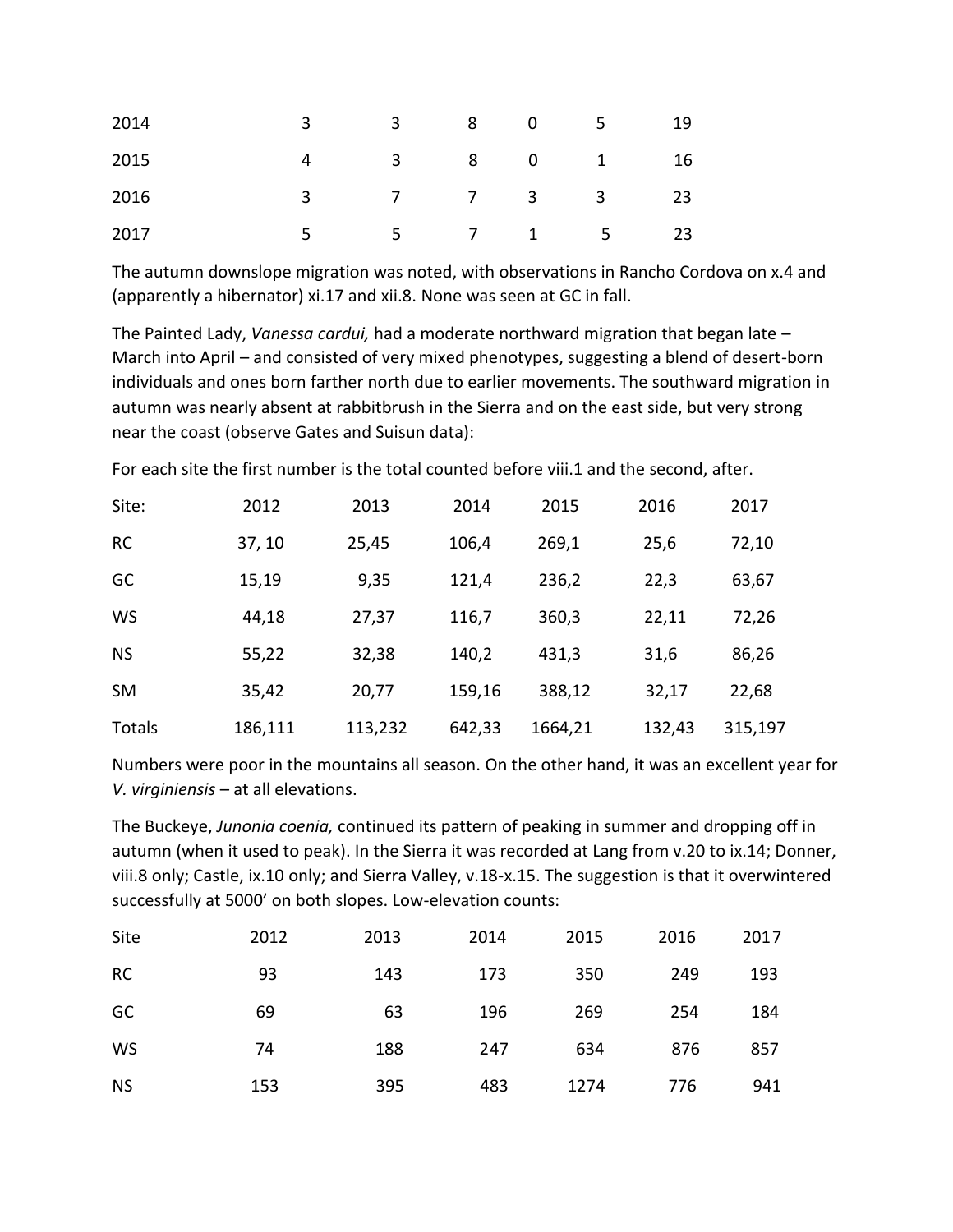| | | | | | | |
|---|---|---|---|---|---|---|
| 2014 | 3 | 3 | 8 | 0 | 5 | 19 |
| 2015 | 4 | 3 | 8 | 0 | 1 | 16 |
| 2016 | 3 | 7 | 7 | 3 | 3 | 23 |
| 2017 | 5 | 5 | 7 | 1 | 5 | 23 |

The autumn downslope migration was noted, with observations in Rancho Cordova on x.4 and (apparently a hibernator) xi.17 and xii.8. None was seen at GC in fall.

The Painted Lady, *Vanessa cardui,* had a moderate northward migration that began late – March into April – and consisted of very mixed phenotypes, suggesting a blend of desert-born individuals and ones born farther north due to earlier movements. The southward migration in autumn was nearly absent at rabbitbrush in the Sierra and on the east side, but very strong near the coast (observe Gates and Suisun data):

For each site the first number is the total counted before viii.1 and the second, after.

| Site: | 2012 | 2013 | 2014 | 2015 | 2016 | 2017 |
|---|---|---|---|---|---|---|
| RC | 37, 10 | 25,45 | 106,4 | 269,1 | 25,6 | 72,10 |
| GC | 15,19 | 9,35 | 121,4 | 236,2 | 22,3 | 63,67 |
| WS | 44,18 | 27,37 | 116,7 | 360,3 | 22,11 | 72,26 |
| NS | 55,22 | 32,38 | 140,2 | 431,3 | 31,6 | 86,26 |
| SM | 35,42 | 20,77 | 159,16 | 388,12 | 32,17 | 22,68 |
| Totals | 186,111 | 113,232 | 642,33 | 1664,21 | 132,43 | 315,197 |

Numbers were poor in the mountains all season. On the other hand, it was an excellent year for *V. virginiensis* – at all elevations.

The Buckeye, *Junonia coenia,* continued its pattern of peaking in summer and dropping off in autumn (when it used to peak). In the Sierra it was recorded at Lang from v.20 to ix.14; Donner, viii.8 only; Castle, ix.10 only; and Sierra Valley, v.18-x.15. The suggestion is that it overwintered successfully at 5000' on both slopes. Low-elevation counts:

| Site | 2012 | 2013 | 2014 | 2015 | 2016 | 2017 |
|---|---|---|---|---|---|---|
| RC | 93 | 143 | 173 | 350 | 249 | 193 |
| GC | 69 | 63 | 196 | 269 | 254 | 184 |
| WS | 74 | 188 | 247 | 634 | 876 | 857 |
| NS | 153 | 395 | 483 | 1274 | 776 | 941 |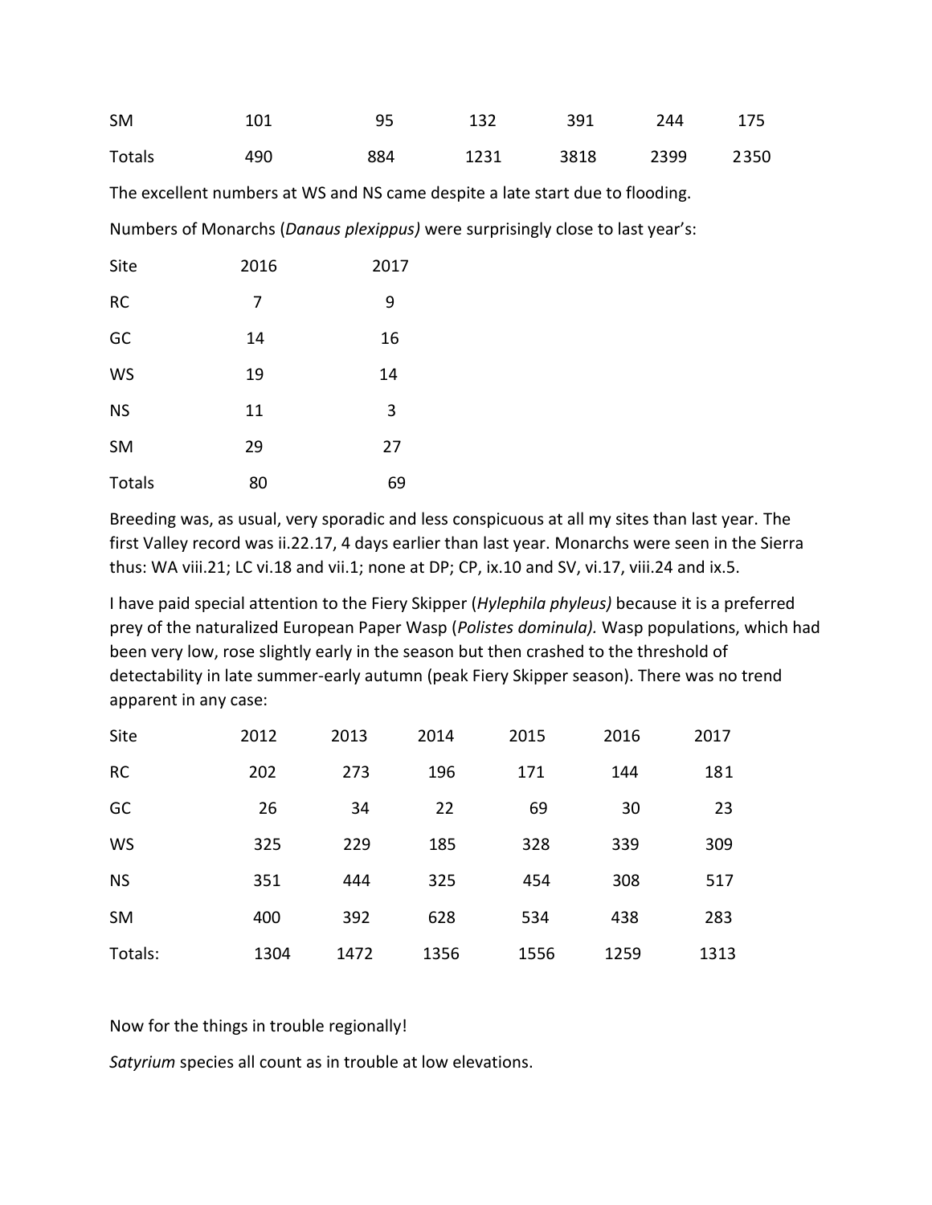| | | | | | | |
|---|---|---|---|---|---|---|
| SM | 101 | 95 | 132 | 391 | 244 | 175 |
| Totals | 490 | 884 | 1231 | 3818 | 2399 | 2350 |

The excellent numbers at WS and NS came despite a late start due to flooding.

Numbers of Monarchs (*Danaus plexippus)* were surprisingly close to last year's:

| Site | 2016 | 2017 |
|---|---|---|
| RC | 7 | 9 |
| GC | 14 | 16 |
| WS | 19 | 14 |
| NS | 11 | 3 |
| SM | 29 | 27 |
| Totals | 80 | 69 |

Breeding was, as usual, very sporadic and less conspicuous at all my sites than last year. The first Valley record was ii.22.17, 4 days earlier than last year. Monarchs were seen in the Sierra thus: WA viii.21; LC vi.18 and vii.1; none at DP; CP, ix.10 and SV, vi.17, viii.24 and ix.5.

I have paid special attention to the Fiery Skipper (*Hylephila phyleus)* because it is a preferred prey of the naturalized European Paper Wasp (*Polistes dominula).* Wasp populations, which had been very low, rose slightly early in the season but then crashed to the threshold of detectability in late summer-early autumn (peak Fiery Skipper season). There was no trend apparent in any case:

| Site | 2012 | 2013 | 2014 | 2015 | 2016 | 2017 |
|---|---|---|---|---|---|---|
| RC | 202 | 273 | 196 | 171 | 144 | 181 |
| GC | 26 | 34 | 22 | 69 | 30 | 23 |
| WS | 325 | 229 | 185 | 328 | 339 | 309 |
| NS | 351 | 444 | 325 | 454 | 308 | 517 |
| SM | 400 | 392 | 628 | 534 | 438 | 283 |
| Totals: | 1304 | 1472 | 1356 | 1556 | 1259 | 1313 |

Now for the things in trouble regionally!

*Satyrium* species all count as in trouble at low elevations.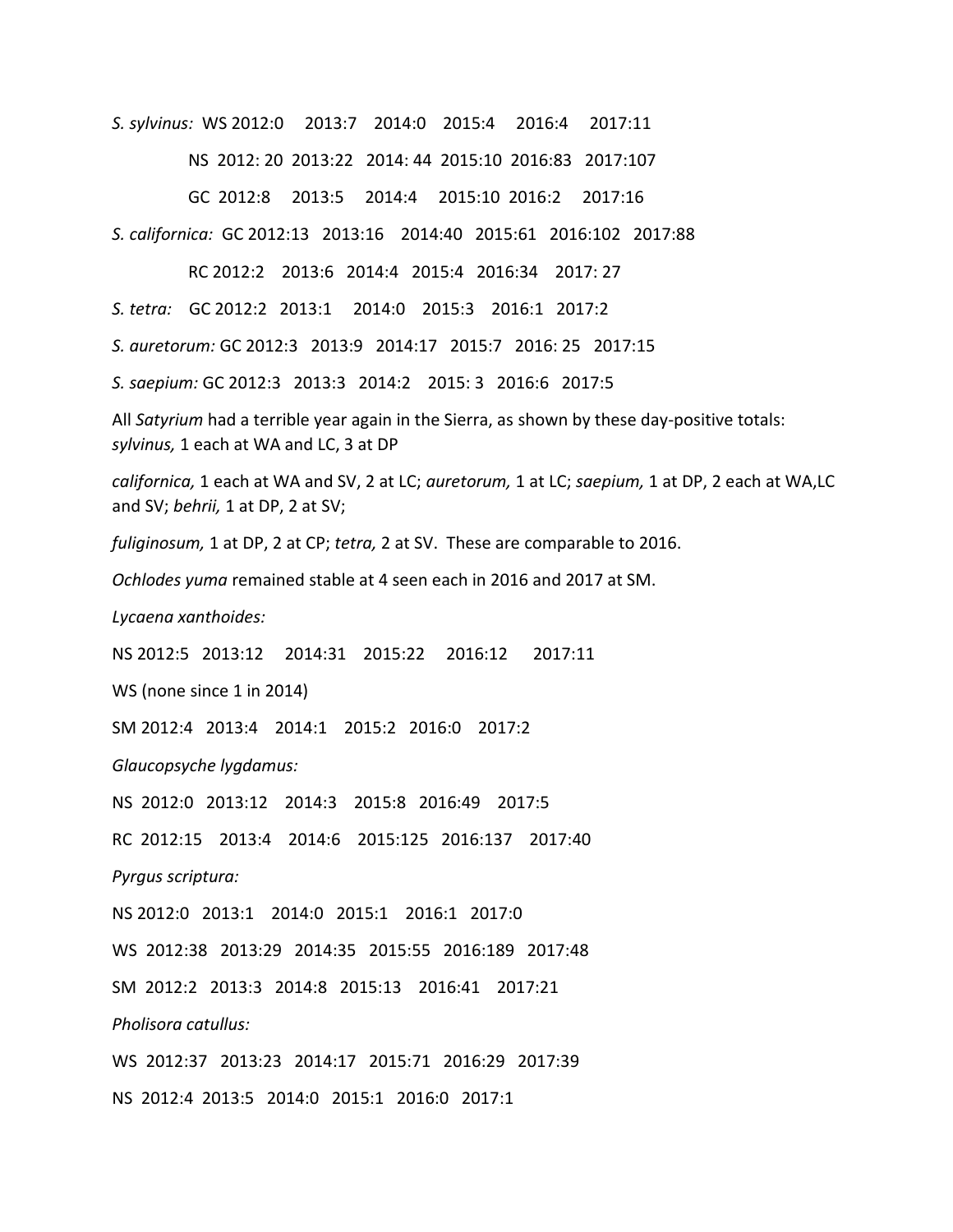*S. sylvinus:* WS 2012:0 2013:7 2014:0 2015:4 2016:4 2017:11

NS 2012: 20 2013:22 2014: 44 2015:10 2016:83 2017:107

GC 2012:8 2013:5 2014:4 2015:10 2016:2 2017:16

*S. californica:* GC 2012:13 2013:16 2014:40 2015:61 2016:102 2017:88

RC 2012:2 2013:6 2014:4 2015:4 2016:34 2017: 27

*S. tetra:* GC 2012:2 2013:1 2014:0 2015:3 2016:1 2017:2

*S. auretorum:* GC 2012:3 2013:9 2014:17 2015:7 2016: 25 2017:15

*S. saepium:* GC 2012:3 2013:3 2014:2 2015: 3 2016:6 2017:5

All *Satyrium* had a terrible year again in the Sierra, as shown by these day-positive totals: *sylvinus,* 1 each at WA and LC, 3 at DP

*californica,* 1 each at WA and SV, 2 at LC; *auretorum,* 1 at LC; *saepium,* 1 at DP, 2 each at WA,LC and SV; *behrii,* 1 at DP, 2 at SV;

*fuliginosum,* 1 at DP, 2 at CP; *tetra,* 2 at SV. These are comparable to 2016.

*Ochlodes yuma* remained stable at 4 seen each in 2016 and 2017 at SM.

*Lycaena xanthoides:*

NS 2012:5 2013:12 2014:31 2015:22 2016:12 2017:11

WS (none since 1 in 2014)

SM 2012:4 2013:4 2014:1 2015:2 2016:0 2017:2

*Glaucopsyche lygdamus:*

NS 2012:0 2013:12 2014:3 2015:8 2016:49 2017:5

RC 2012:15 2013:4 2014:6 2015:125 2016:137 2017:40

*Pyrgus scriptura:*

NS 2012:0 2013:1 2014:0 2015:1 2016:1 2017:0

WS 2012:38 2013:29 2014:35 2015:55 2016:189 2017:48

SM 2012:2 2013:3 2014:8 2015:13 2016:41 2017:21

*Pholisora catullus:*

WS 2012:37 2013:23 2014:17 2015:71 2016:29 2017:39

NS 2012:4 2013:5 2014:0 2015:1 2016:0 2017:1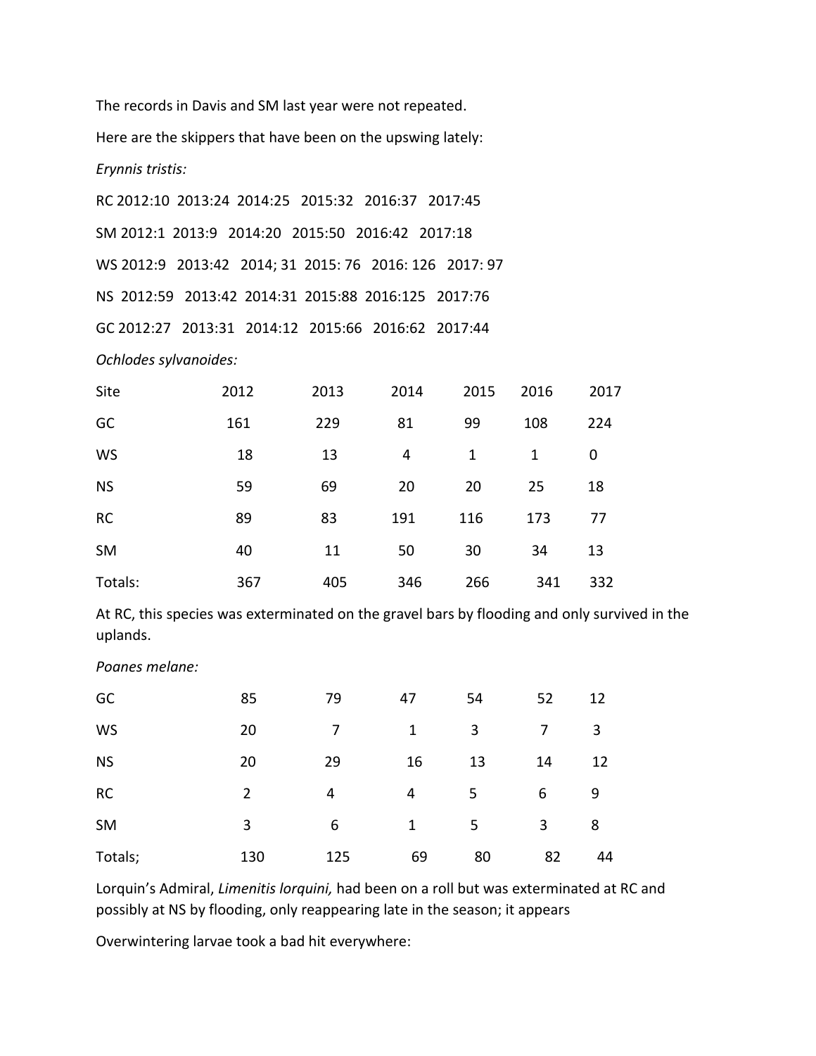The records in Davis and SM last year were not repeated.

Here are the skippers that have been on the upswing lately:

*Erynnis tristis:*

RC 2012:10 2013:24 2014:25 2015:32 2016:37 2017:45

SM 2012:1 2013:9 2014:20 2015:50 2016:42 2017:18

WS 2012:9 2013:42 2014; 31 2015: 76 2016: 126 2017: 97

NS 2012:59 2013:42 2014:31 2015:88 2016:125 2017:76

GC 2012:27 2013:31 2014:12 2015:66 2016:62 2017:44

*Ochlodes sylvanoides:*

| Site | 2012 | 2013 | 2014 | 2015 | 2016 | 2017 |
|---|---|---|---|---|---|---|
| GC | 161 | 229 | 81 | 99 | 108 | 224 |
| WS | 18 | 13 | 4 | 1 | 1 | 0 |
| NS | 59 | 69 | 20 | 20 | 25 | 18 |
| RC | 89 | 83 | 191 | 116 | 173 | 77 |
| SM | 40 | 11 | 50 | 30 | 34 | 13 |
| Totals: | 367 | 405 | 346 | 266 | 341 | 332 |

At RC, this species was exterminated on the gravel bars by flooding and only survived in the uplands.

*Poanes melane:*

| | | | | | | |
|---|---|---|---|---|---|---|
| GC | 85 | 79 | 47 | 54 | 52 | 12 |
| WS | 20 | 7 | 1 | 3 | 7 | 3 |
| NS | 20 | 29 | 16 | 13 | 14 | 12 |
| RC | 2 | 4 | 4 | 5 | 6 | 9 |
| SM | 3 | 6 | 1 | 5 | 3 | 8 |
| Totals; | 130 | 125 | 69 | 80 | 82 | 44 |

Lorquin's Admiral, *Limenitis lorquini,* had been on a roll but was exterminated at RC and possibly at NS by flooding, only reappearing late in the season; it appears

Overwintering larvae took a bad hit everywhere: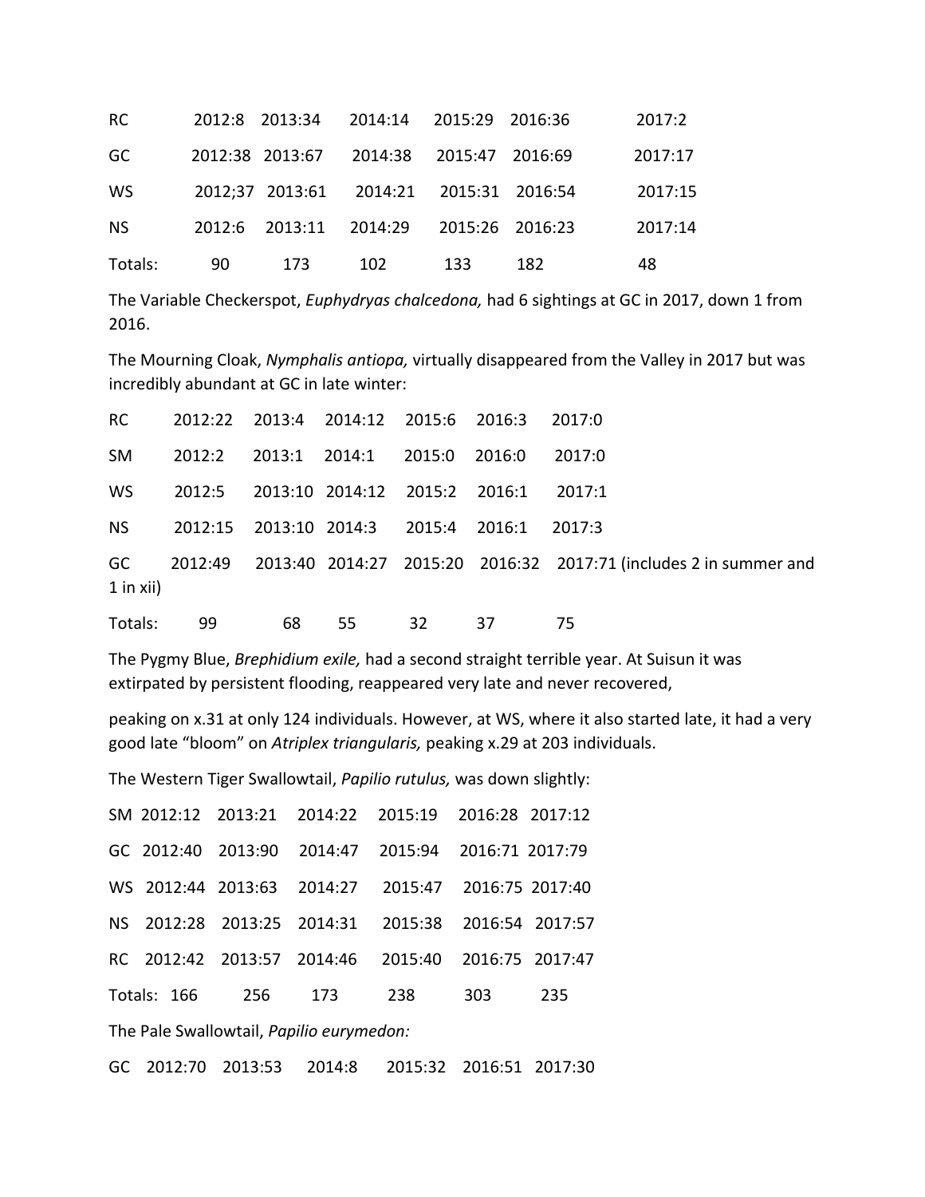| | | | | | | |
|---|---|---|---|---|---|---|
| RC | 2012:8 | 2013:34 | 2014:14 | 2015:29 | 2016:36 | 2017:2 |
| GC | 2012:38 | 2013:67 | 2014:38 | 2015:47 | 2016:69 | 2017:17 |
| WS | 2012;37 | 2013:61 | 2014:21 | 2015:31 | 2016:54 | 2017:15 |
| NS | 2012:6 | 2013:11 | 2014:29 | 2015:26 | 2016:23 | 2017:14 |
| Totals: | 90 | 173 | 102 | 133 | 182 | 48 |

The Variable Checkerspot, *Euphydryas chalcedona,* had 6 sightings at GC in 2017, down 1 from 2016.

The Mourning Cloak, *Nymphalis antiopa,* virtually disappeared from the Valley in 2017 but was incredibly abundant at GC in late winter:

| | | | | | | |
|---|---|---|---|---|---|---|
| RC | 2012:22 | 2013:4 | 2014:12 | 2015:6 | 2016:3 | 2017:0 |
| SM | 2012:2 | 2013:1 | 2014:1 | 2015:0 | 2016:0 | 2017:0 |
| WS | 2012:5 | 2013:10 | 2014:12 | 2015:2 | 2016:1 | 2017:1 |
| NS | 2012:15 | 2013:10 | 2014:3 | 2015:4 | 2016:1 | 2017:3 |
| GC | 2012:49 | 2013:40 | 2014:27 | 2015:20 | 2016:32 | 2017:71 (includes 2 in summer and 1 in xii) |
| Totals: | 99 | 68 | 55 | 32 | 37 | 75 |

The Pygmy Blue, *Brephidium exile,* had a second straight terrible year. At Suisun it was extirpated by persistent flooding, reappeared very late and never recovered,

peaking on x.31 at only 124 individuals. However, at WS, where it also started late, it had a very good late "bloom" on *Atriplex triangularis,* peaking x.29 at 203 individuals.

The Western Tiger Swallowtail, *Papilio rutulus,* was down slightly:

| | | | | | | |
|---|---|---|---|---|---|---|
| SM | 2012:12 | 2013:21 | 2014:22 | 2015:19 | 2016:28 | 2017:12 |
| GC | 2012:40 | 2013:90 | 2014:47 | 2015:94 | 2016:71 | 2017:79 |
| WS | 2012:44 | 2013:63 | 2014:27 | 2015:47 | 2016:75 | 2017:40 |
| NS | 2012:28 | 2013:25 | 2014:31 | 2015:38 | 2016:54 | 2017:57 |
| RC | 2012:42 | 2013:57 | 2014:46 | 2015:40 | 2016:75 | 2017:47 |
| Totals: | 166 | 256 | 173 | 238 | 303 | 235 |

The Pale Swallowtail, *Papilio eurymedon:*

| | | | | | | |
|---|---|---|---|---|---|---|
| GC | 2012:70 | 2013:53 | 2014:8 | 2015:32 | 2016:51 | 2017:30 |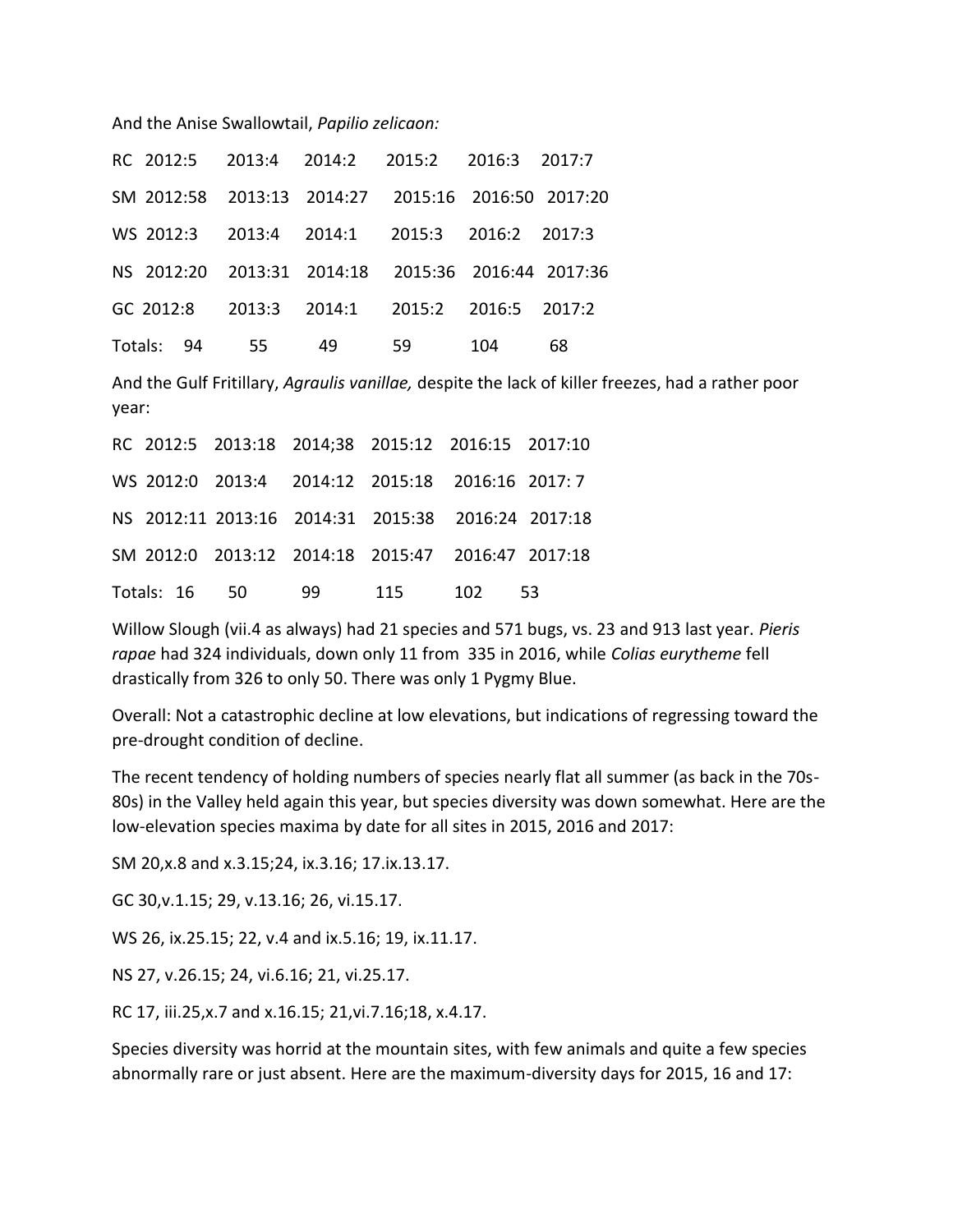And the Anise Swallowtail, *Papilio zelicaon:*

RC 2012:5 2013:4 2014:2 2015:2 2016:3 2017:7

SM 2012:58 2013:13 2014:27 2015:16 2016:50 2017:20

WS 2012:3 2013:4 2014:1 2015:3 2016:2 2017:3

NS 2012:20 2013:31 2014:18 2015:36 2016:44 2017:36

GC 2012:8 2013:3 2014:1 2015:2 2016:5 2017:2

Totals: 94 55 49 59 104 68

And the Gulf Fritillary, *Agraulis vanillae,* despite the lack of killer freezes, had a rather poor year:

RC 2012:5 2013:18 2014;38 2015:12 2016:15 2017:10

WS 2012:0 2013:4 2014:12 2015:18 2016:16 2017: 7

NS 2012:11 2013:16 2014:31 2015:38 2016:24 2017:18

SM 2012:0 2013:12 2014:18 2015:47 2016:47 2017:18

Totals: 16 50 99 115 102 53

Willow Slough (vii.4 as always) had 21 species and 571 bugs, vs. 23 and 913 last year. *Pieris rapae* had 324 individuals, down only 11 from 335 in 2016, while *Colias eurytheme* fell drastically from 326 to only 50. There was only 1 Pygmy Blue.

Overall: Not a catastrophic decline at low elevations, but indications of regressing toward the pre-drought condition of decline.

The recent tendency of holding numbers of species nearly flat all summer (as back in the 70s-80s) in the Valley held again this year, but species diversity was down somewhat. Here are the low-elevation species maxima by date for all sites in 2015, 2016 and 2017:

SM 20,x.8 and x.3.15;24, ix.3.16; 17.ix.13.17.

GC 30,v.1.15; 29, v.13.16; 26, vi.15.17.

WS 26, ix.25.15; 22, v.4 and ix.5.16; 19, ix.11.17.

NS 27, v.26.15; 24, vi.6.16; 21, vi.25.17.

RC 17, iii.25,x.7 and x.16.15; 21,vi.7.16;18, x.4.17.

Species diversity was horrid at the mountain sites, with few animals and quite a few species abnormally rare or just absent. Here are the maximum-diversity days for 2015, 16 and 17: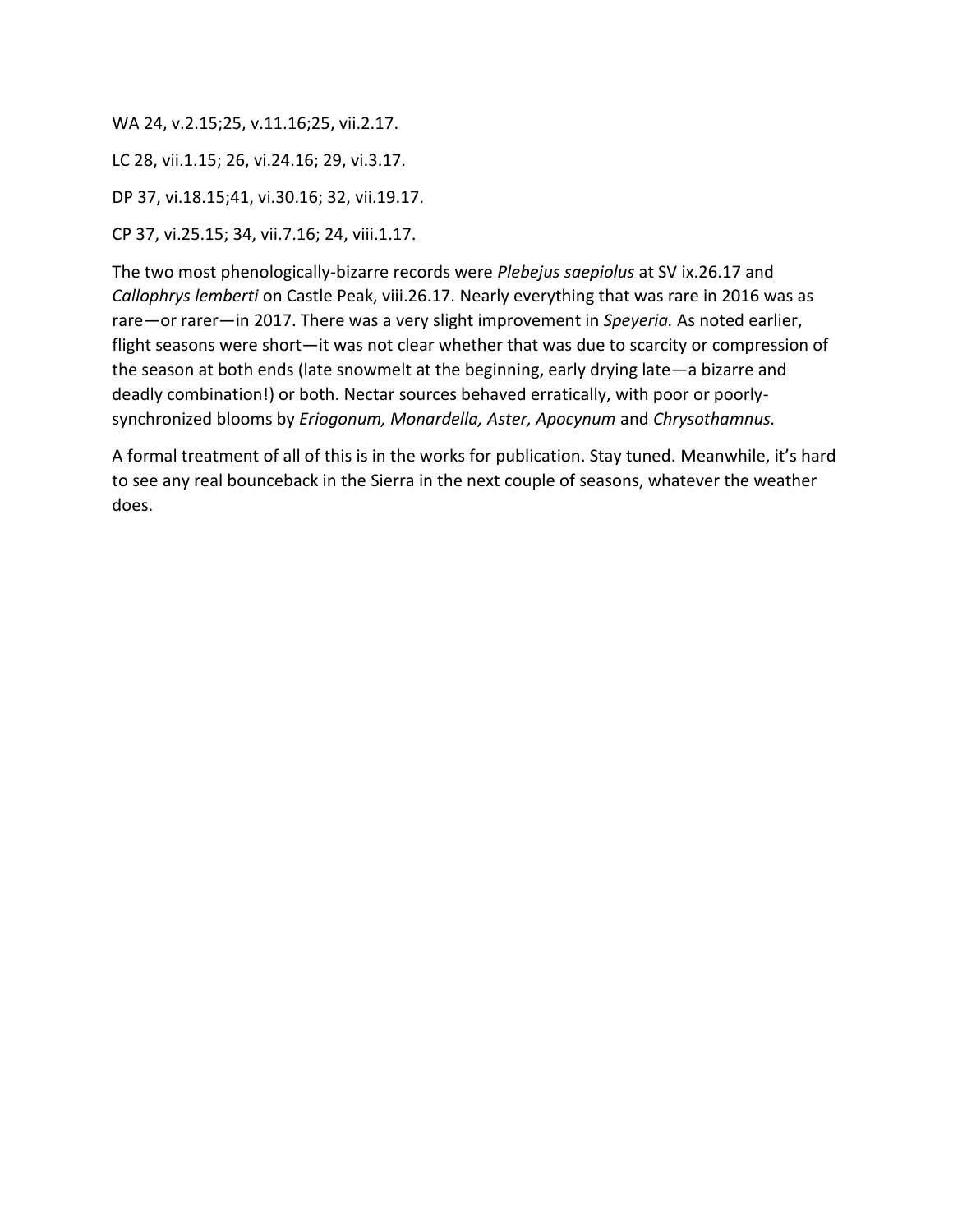WA 24, v.2.15;25, v.11.16;25, vii.2.17.

LC 28, vii.1.15; 26, vi.24.16; 29, vi.3.17.

DP 37, vi.18.15;41, vi.30.16; 32, vii.19.17.

CP 37, vi.25.15; 34, vii.7.16; 24, viii.1.17.

The two most phenologically-bizarre records were *Plebejus saepiolus* at SV ix.26.17 and *Callophrys lemberti* on Castle Peak, viii.26.17. Nearly everything that was rare in 2016 was as rare—or rarer—in 2017. There was a very slight improvement in *Speyeria.* As noted earlier, flight seasons were short—it was not clear whether that was due to scarcity or compression of the season at both ends (late snowmelt at the beginning, early drying late—a bizarre and deadly combination!) or both. Nectar sources behaved erratically, with poor or poorly-synchronized blooms by *Eriogonum, Monardella, Aster, Apocynum* and *Chrysothamnus.*

A formal treatment of all of this is in the works for publication. Stay tuned. Meanwhile, it's hard to see any real bounceback in the Sierra in the next couple of seasons, whatever the weather does.